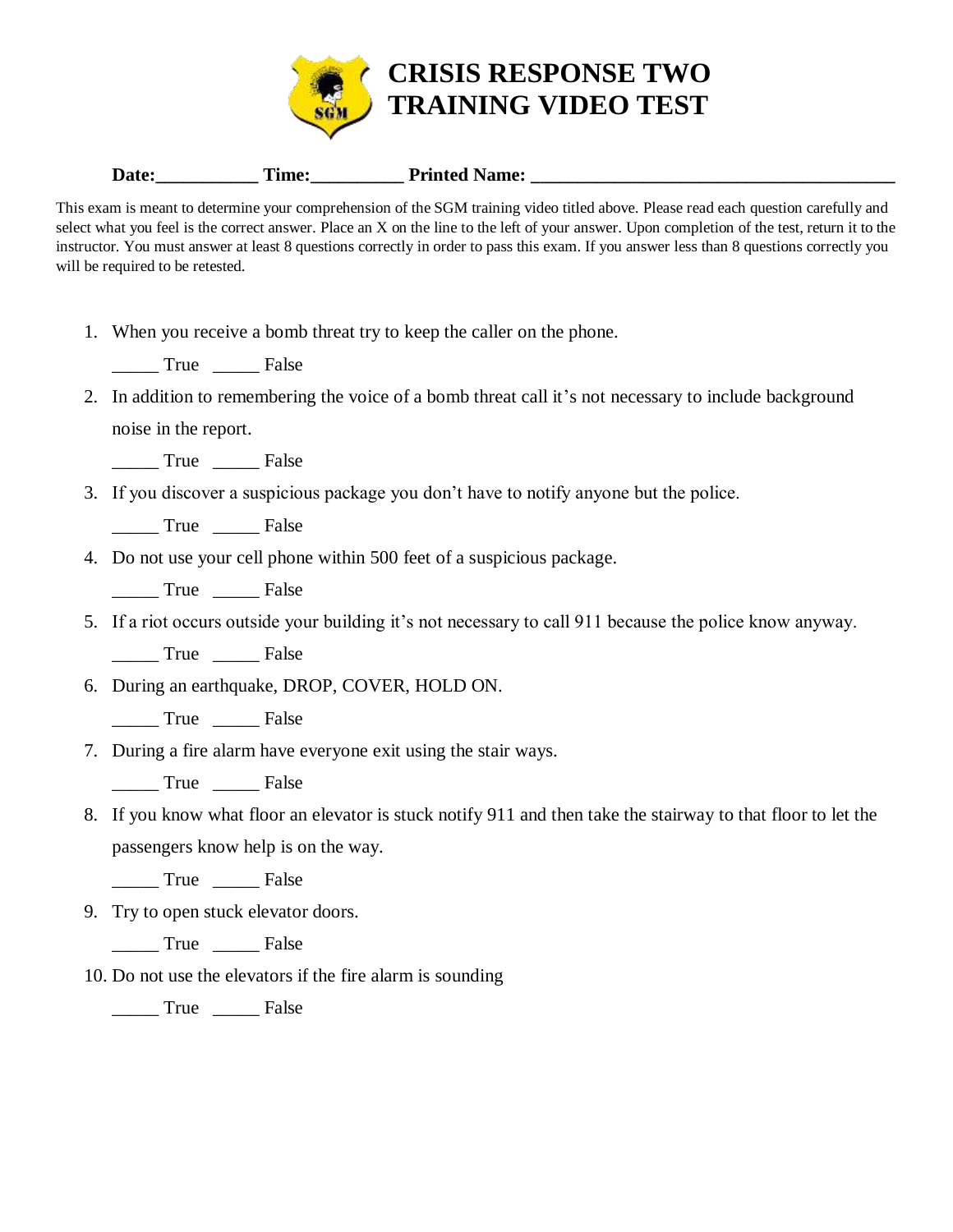# CRISIS RESPONSE TWO TRAINING VIDEO TEST

**Date:**___________ **Time:**__________ **Printed Name:** ________________________________________

This exam is meant to determine your comprehension of the SGM training video titled above. Please read each question carefully and select what you feel is the correct answer. Place an X on the line to the left of your answer. Upon completion of the test, return it to the instructor. You must answer at least 8 questions correctly in order to pass this exam. If you answer less than 8 questions correctly you will be required to be retested.

1. When you receive a bomb threat try to keep the caller on the phone.

   _____ True _____ False

2. In addition to remembering the voice of a bomb threat call it's not necessary to include background noise in the report.

   _____ True _____ False

3. If you discover a suspicious package you don't have to notify anyone but the police.

   _____ True _____ False

4. Do not use your cell phone within 500 feet of a suspicious package.

   _____ True _____ False

5. If a riot occurs outside your building it's not necessary to call 911 because the police know anyway.

   _____ True _____ False

6. During an earthquake, DROP, COVER, HOLD ON.

   _____ True _____ False

7. During a fire alarm have everyone exit using the stair ways.

   _____ True _____ False

8. If you know what floor an elevator is stuck notify 911 and then take the stairway to that floor to let the passengers know help is on the way.

   _____ True _____ False

9. Try to open stuck elevator doors.

   _____ True _____ False

10. Do not use the elevators if the fire alarm is sounding

    _____ True _____ False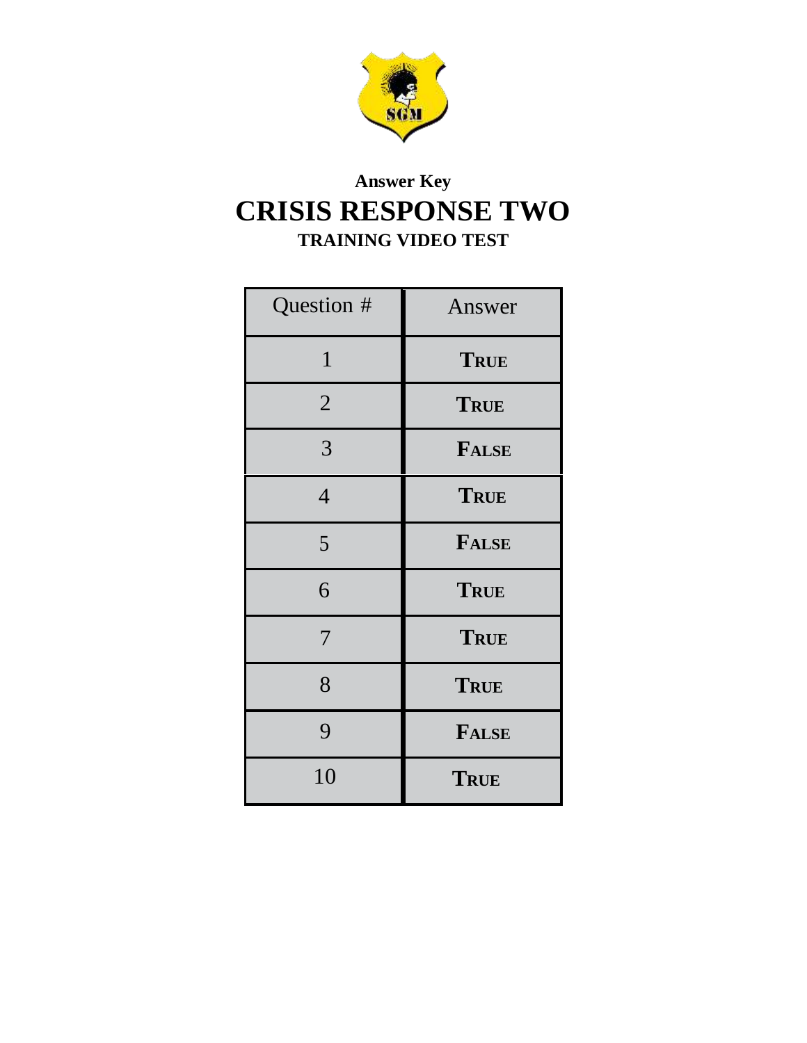**Answer Key**

# CRISIS RESPONSE TWO

**TRAINING VIDEO TEST**

| Question # | Answer |
|---|---|
| 1 | **TRUE** |
| 2 | **TRUE** |
| 3 | **FALSE** |
| 4 | **TRUE** |
| 5 | **FALSE** |
| 6 | **TRUE** |
| 7 | **TRUE** |
| 8 | **TRUE** |
| 9 | **FALSE** |
| 10 | **TRUE** |